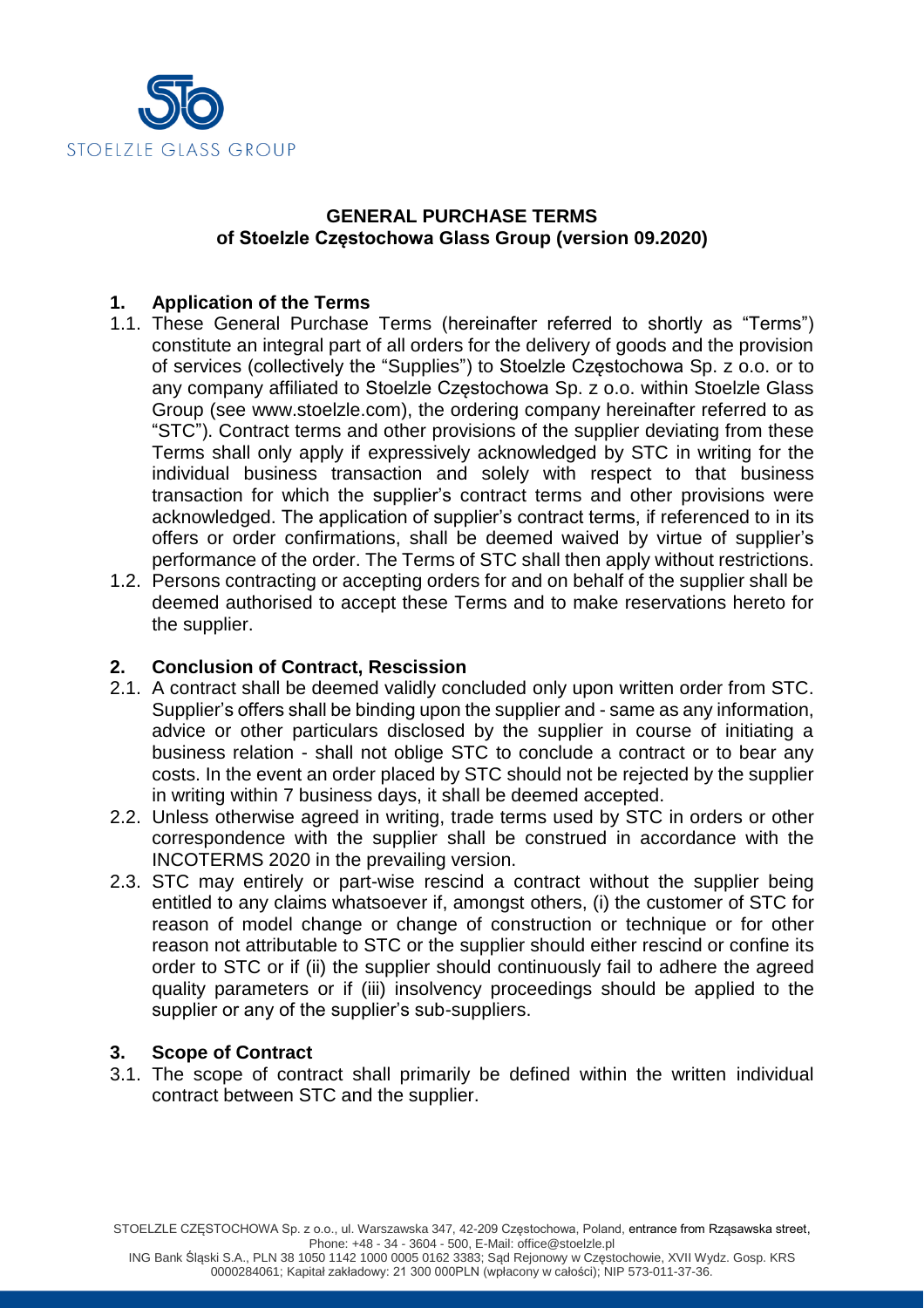# GENERAL PURCHASE TERMS
## of Stoelzle Częstochowa Glass Group (version 09.2020)

### 1. Application of the Terms

1.1. These General Purchase Terms (hereinafter referred to shortly as "Terms") constitute an integral part of all orders for the delivery of goods and the provision of services (collectively the "Supplies") to Stoelzle Częstochowa Sp. z o.o. or to any company affiliated to Stoelzle Częstochowa Sp. z o.o. within Stoelzle Glass Group (see www.stoelzle.com), the ordering company hereinafter referred to as "STC"). Contract terms and other provisions of the supplier deviating from these Terms shall only apply if expressively acknowledged by STC in writing for the individual business transaction and solely with respect to that business transaction for which the supplier's contract terms and other provisions were acknowledged. The application of supplier's contract terms, if referenced to in its offers or order confirmations, shall be deemed waived by virtue of supplier's performance of the order. The Terms of STC shall then apply without restrictions.

1.2. Persons contracting or accepting orders for and on behalf of the supplier shall be deemed authorised to accept these Terms and to make reservations hereto for the supplier.

### 2. Conclusion of Contract, Rescission

2.1. A contract shall be deemed validly concluded only upon written order from STC. Supplier's offers shall be binding upon the supplier and - same as any information, advice or other particulars disclosed by the supplier in course of initiating a business relation - shall not oblige STC to conclude a contract or to bear any costs. In the event an order placed by STC should not be rejected by the supplier in writing within 7 business days, it shall be deemed accepted.

2.2. Unless otherwise agreed in writing, trade terms used by STC in orders or other correspondence with the supplier shall be construed in accordance with the INCOTERMS 2020 in the prevailing version.

2.3. STC may entirely or part-wise rescind a contract without the supplier being entitled to any claims whatsoever if, amongst others, (i) the customer of STC for reason of model change or change of construction or technique or for other reason not attributable to STC or the supplier should either rescind or confine its order to STC or if (ii) the supplier should continuously fail to adhere the agreed quality parameters or if (iii) insolvency proceedings should be applied to the supplier or any of the supplier's sub-suppliers.

### 3. Scope of Contract

3.1. The scope of contract shall primarily be defined within the written individual contract between STC and the supplier.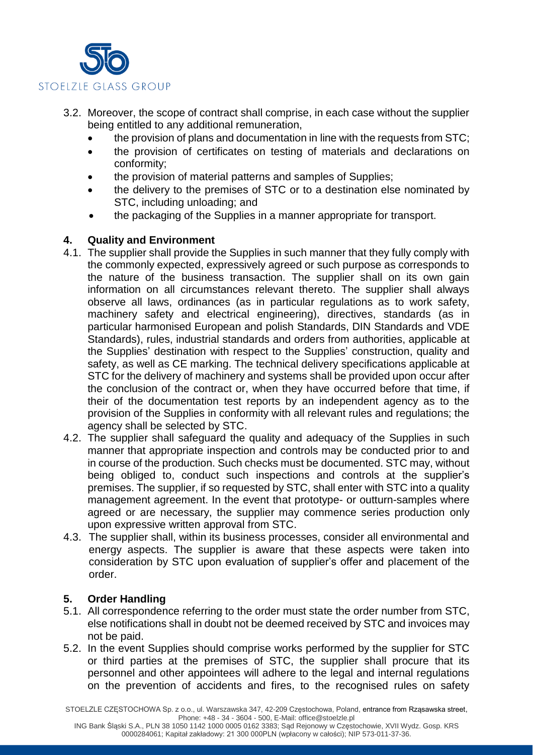3.2. Moreover, the scope of contract shall comprise, in each case without the supplier being entitled to any additional remuneration,

- the provision of plans and documentation in line with the requests from STC;
- the provision of certificates on testing of materials and declarations on conformity;
- the provision of material patterns and samples of Supplies;
- the delivery to the premises of STC or to a destination else nominated by STC, including unloading; and
- the packaging of the Supplies in a manner appropriate for transport.

## 4. Quality and Environment

4.1. The supplier shall provide the Supplies in such manner that they fully comply with the commonly expected, expressively agreed or such purpose as corresponds to the nature of the business transaction. The supplier shall on its own gain information on all circumstances relevant thereto. The supplier shall always observe all laws, ordinances (as in particular regulations as to work safety, machinery safety and electrical engineering), directives, standards (as in particular harmonised European and polish Standards, DIN Standards and VDE Standards), rules, industrial standards and orders from authorities, applicable at the Supplies' destination with respect to the Supplies' construction, quality and safety, as well as CE marking. The technical delivery specifications applicable at STC for the delivery of machinery and systems shall be provided upon occur after the conclusion of the contract or, when they have occurred before that time, if their of the documentation test reports by an independent agency as to the provision of the Supplies in conformity with all relevant rules and regulations; the agency shall be selected by STC.

4.2. The supplier shall safeguard the quality and adequacy of the Supplies in such manner that appropriate inspection and controls may be conducted prior to and in course of the production. Such checks must be documented. STC may, without being obliged to, conduct such inspections and controls at the supplier's premises. The supplier, if so requested by STC, shall enter with STC into a quality management agreement. In the event that prototype- or outturn-samples where agreed or are necessary, the supplier may commence series production only upon expressive written approval from STC.

4.3. The supplier shall, within its business processes, consider all environmental and energy aspects. The supplier is aware that these aspects were taken into consideration by STC upon evaluation of supplier's offer and placement of the order.

## 5. Order Handling

5.1. All correspondence referring to the order must state the order number from STC, else notifications shall in doubt not be deemed received by STC and invoices may not be paid.

5.2. In the event Supplies should comprise works performed by the supplier for STC or third parties at the premises of STC, the supplier shall procure that its personnel and other appointees will adhere to the legal and internal regulations on the prevention of accidents and fires, to the recognised rules on safety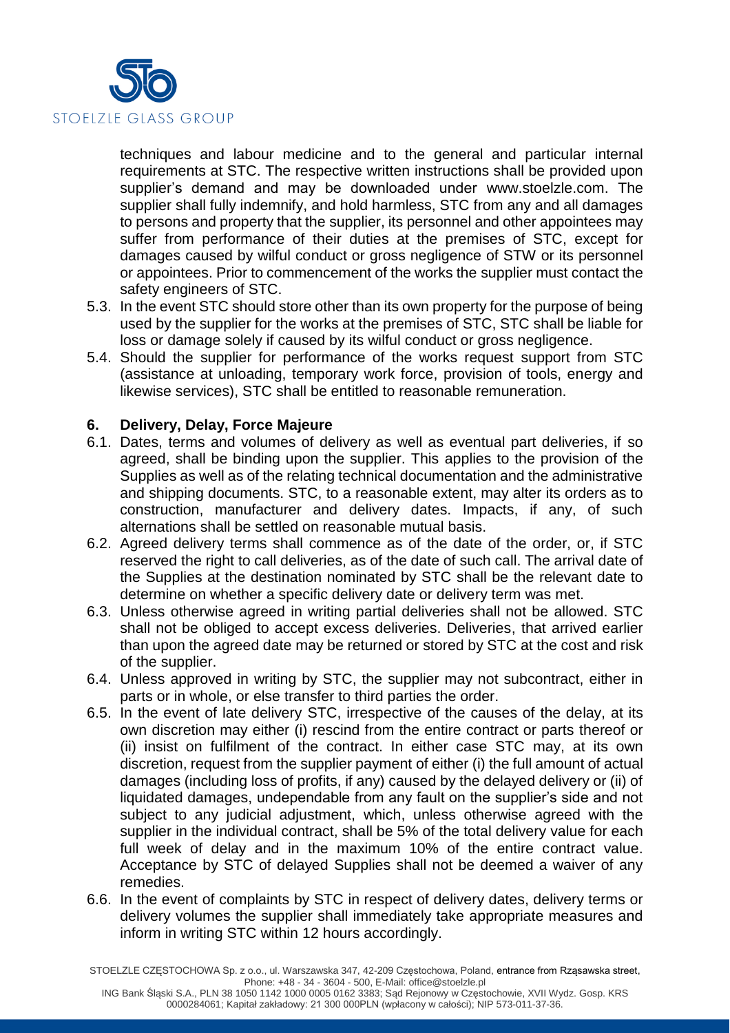techniques and labour medicine and to the general and particular internal requirements at STC. The respective written instructions shall be provided upon supplier's demand and may be downloaded under www.stoelzle.com. The supplier shall fully indemnify, and hold harmless, STC from any and all damages to persons and property that the supplier, its personnel and other appointees may suffer from performance of their duties at the premises of STC, except for damages caused by wilful conduct or gross negligence of STW or its personnel or appointees. Prior to commencement of the works the supplier must contact the safety engineers of STC.

5.3. In the event STC should store other than its own property for the purpose of being used by the supplier for the works at the premises of STC, STC shall be liable for loss or damage solely if caused by its wilful conduct or gross negligence.

5.4. Should the supplier for performance of the works request support from STC (assistance at unloading, temporary work force, provision of tools, energy and likewise services), STC shall be entitled to reasonable remuneration.

## 6. Delivery, Delay, Force Majeure

6.1. Dates, terms and volumes of delivery as well as eventual part deliveries, if so agreed, shall be binding upon the supplier. This applies to the provision of the Supplies as well as of the relating technical documentation and the administrative and shipping documents. STC, to a reasonable extent, may alter its orders as to construction, manufacturer and delivery dates. Impacts, if any, of such alternations shall be settled on reasonable mutual basis.

6.2. Agreed delivery terms shall commence as of the date of the order, or, if STC reserved the right to call deliveries, as of the date of such call. The arrival date of the Supplies at the destination nominated by STC shall be the relevant date to determine on whether a specific delivery date or delivery term was met.

6.3. Unless otherwise agreed in writing partial deliveries shall not be allowed. STC shall not be obliged to accept excess deliveries. Deliveries, that arrived earlier than upon the agreed date may be returned or stored by STC at the cost and risk of the supplier.

6.4. Unless approved in writing by STC, the supplier may not subcontract, either in parts or in whole, or else transfer to third parties the order.

6.5. In the event of late delivery STC, irrespective of the causes of the delay, at its own discretion may either (i) rescind from the entire contract or parts thereof or (ii) insist on fulfilment of the contract. In either case STC may, at its own discretion, request from the supplier payment of either (i) the full amount of actual damages (including loss of profits, if any) caused by the delayed delivery or (ii) of liquidated damages, undependable from any fault on the supplier's side and not subject to any judicial adjustment, which, unless otherwise agreed with the supplier in the individual contract, shall be 5% of the total delivery value for each full week of delay and in the maximum 10% of the entire contract value. Acceptance by STC of delayed Supplies shall not be deemed a waiver of any remedies.

6.6. In the event of complaints by STC in respect of delivery dates, delivery terms or delivery volumes the supplier shall immediately take appropriate measures and inform in writing STC within 12 hours accordingly.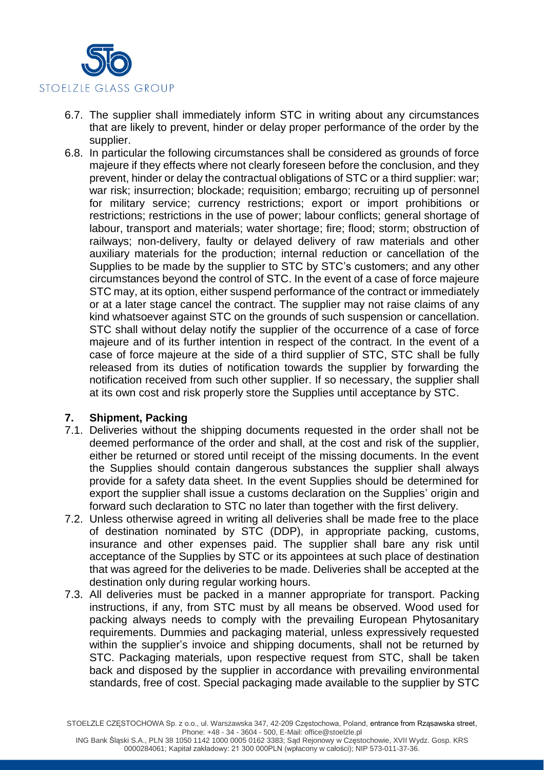6.7. The supplier shall immediately inform STC in writing about any circumstances that are likely to prevent, hinder or delay proper performance of the order by the supplier.

6.8. In particular the following circumstances shall be considered as grounds of force majeure if they effects where not clearly foreseen before the conclusion, and they prevent, hinder or delay the contractual obligations of STC or a third supplier: war; war risk; insurrection; blockade; requisition; embargo; recruiting up of personnel for military service; currency restrictions; export or import prohibitions or restrictions; restrictions in the use of power; labour conflicts; general shortage of labour, transport and materials; water shortage; fire; flood; storm; obstruction of railways; non-delivery, faulty or delayed delivery of raw materials and other auxiliary materials for the production; internal reduction or cancellation of the Supplies to be made by the supplier to STC by STC's customers; and any other circumstances beyond the control of STC. In the event of a case of force majeure STC may, at its option, either suspend performance of the contract or immediately or at a later stage cancel the contract. The supplier may not raise claims of any kind whatsoever against STC on the grounds of such suspension or cancellation. STC shall without delay notify the supplier of the occurrence of a case of force majeure and of its further intention in respect of the contract. In the event of a case of force majeure at the side of a third supplier of STC, STC shall be fully released from its duties of notification towards the supplier by forwarding the notification received from such other supplier. If so necessary, the supplier shall at its own cost and risk properly store the Supplies until acceptance by STC.

## 7. Shipment, Packing

7.1. Deliveries without the shipping documents requested in the order shall not be deemed performance of the order and shall, at the cost and risk of the supplier, either be returned or stored until receipt of the missing documents. In the event the Supplies should contain dangerous substances the supplier shall always provide for a safety data sheet. In the event Supplies should be determined for export the supplier shall issue a customs declaration on the Supplies' origin and forward such declaration to STC no later than together with the first delivery.

7.2. Unless otherwise agreed in writing all deliveries shall be made free to the place of destination nominated by STC (DDP), in appropriate packing, customs, insurance and other expenses paid. The supplier shall bare any risk until acceptance of the Supplies by STC or its appointees at such place of destination that was agreed for the deliveries to be made. Deliveries shall be accepted at the destination only during regular working hours.

7.3. All deliveries must be packed in a manner appropriate for transport. Packing instructions, if any, from STC must by all means be observed. Wood used for packing always needs to comply with the prevailing European Phytosanitary requirements. Dummies and packaging material, unless expressively requested within the supplier's invoice and shipping documents, shall not be returned by STC. Packaging materials, upon respective request from STC, shall be taken back and disposed by the supplier in accordance with prevailing environmental standards, free of cost. Special packaging made available to the supplier by STC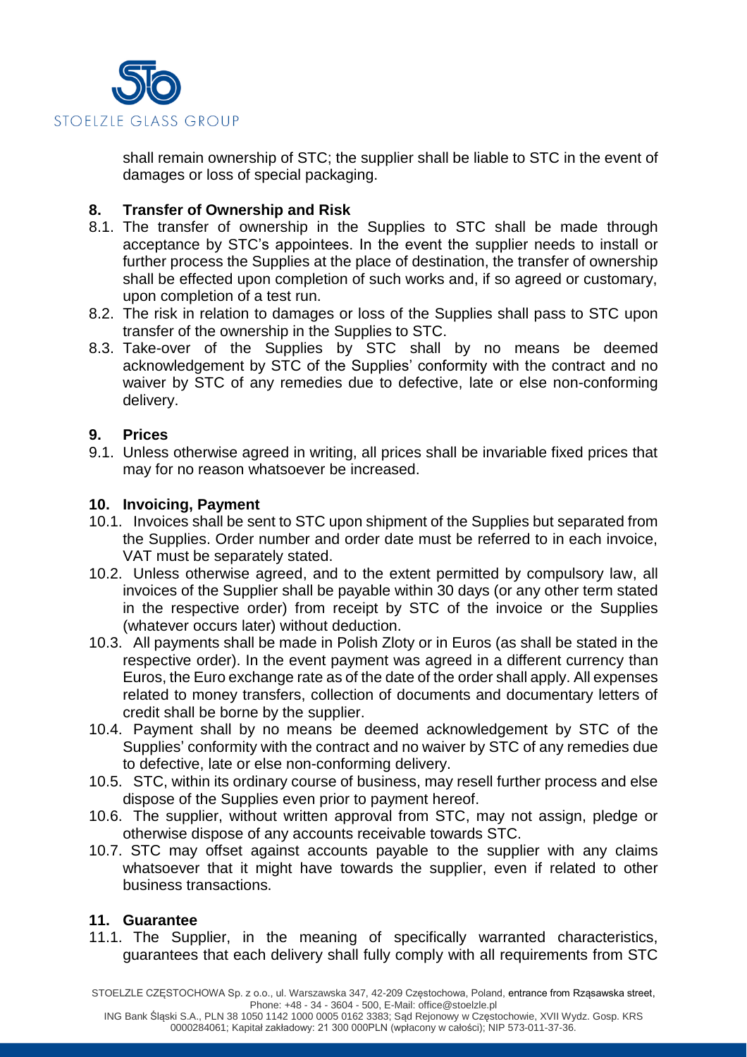shall remain ownership of STC; the supplier shall be liable to STC in the event of damages or loss of special packaging.

## 8. Transfer of Ownership and Risk

8.1. The transfer of ownership in the Supplies to STC shall be made through acceptance by STC's appointees. In the event the supplier needs to install or further process the Supplies at the place of destination, the transfer of ownership shall be effected upon completion of such works and, if so agreed or customary, upon completion of a test run.

8.2. The risk in relation to damages or loss of the Supplies shall pass to STC upon transfer of the ownership in the Supplies to STC.

8.3. Take-over of the Supplies by STC shall by no means be deemed acknowledgement by STC of the Supplies' conformity with the contract and no waiver by STC of any remedies due to defective, late or else non-conforming delivery.

## 9. Prices

9.1. Unless otherwise agreed in writing, all prices shall be invariable fixed prices that may for no reason whatsoever be increased.

## 10. Invoicing, Payment

10.1. Invoices shall be sent to STC upon shipment of the Supplies but separated from the Supplies. Order number and order date must be referred to in each invoice, VAT must be separately stated.

10.2. Unless otherwise agreed, and to the extent permitted by compulsory law, all invoices of the Supplier shall be payable within 30 days (or any other term stated in the respective order) from receipt by STC of the invoice or the Supplies (whatever occurs later) without deduction.

10.3. All payments shall be made in Polish Zloty or in Euros (as shall be stated in the respective order). In the event payment was agreed in a different currency than Euros, the Euro exchange rate as of the date of the order shall apply. All expenses related to money transfers, collection of documents and documentary letters of credit shall be borne by the supplier.

10.4. Payment shall by no means be deemed acknowledgement by STC of the Supplies' conformity with the contract and no waiver by STC of any remedies due to defective, late or else non-conforming delivery.

10.5. STC, within its ordinary course of business, may resell further process and else dispose of the Supplies even prior to payment hereof.

10.6. The supplier, without written approval from STC, may not assign, pledge or otherwise dispose of any accounts receivable towards STC.

10.7. STC may offset against accounts payable to the supplier with any claims whatsoever that it might have towards the supplier, even if related to other business transactions.

## 11. Guarantee

11.1. The Supplier, in the meaning of specifically warranted characteristics, guarantees that each delivery shall fully comply with all requirements from STC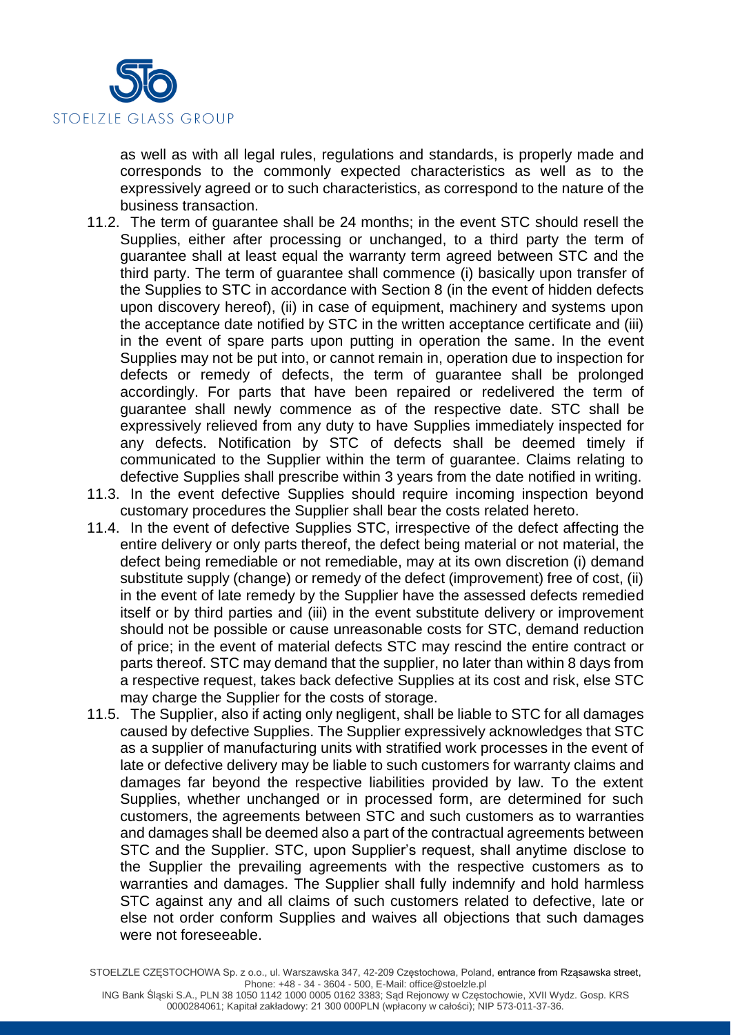as well as with all legal rules, regulations and standards, is properly made and corresponds to the commonly expected characteristics as well as to the expressively agreed or to such characteristics, as correspond to the nature of the business transaction.

11.2. The term of guarantee shall be 24 months; in the event STC should resell the Supplies, either after processing or unchanged, to a third party the term of guarantee shall at least equal the warranty term agreed between STC and the third party. The term of guarantee shall commence (i) basically upon transfer of the Supplies to STC in accordance with Section 8 (in the event of hidden defects upon discovery hereof), (ii) in case of equipment, machinery and systems upon the acceptance date notified by STC in the written acceptance certificate and (iii) in the event of spare parts upon putting in operation the same. In the event Supplies may not be put into, or cannot remain in, operation due to inspection for defects or remedy of defects, the term of guarantee shall be prolonged accordingly. For parts that have been repaired or redelivered the term of guarantee shall newly commence as of the respective date. STC shall be expressively relieved from any duty to have Supplies immediately inspected for any defects. Notification by STC of defects shall be deemed timely if communicated to the Supplier within the term of guarantee. Claims relating to defective Supplies shall prescribe within 3 years from the date notified in writing.

11.3. In the event defective Supplies should require incoming inspection beyond customary procedures the Supplier shall bear the costs related hereto.

11.4. In the event of defective Supplies STC, irrespective of the defect affecting the entire delivery or only parts thereof, the defect being material or not material, the defect being remediable or not remediable, may at its own discretion (i) demand substitute supply (change) or remedy of the defect (improvement) free of cost, (ii) in the event of late remedy by the Supplier have the assessed defects remedied itself or by third parties and (iii) in the event substitute delivery or improvement should not be possible or cause unreasonable costs for STC, demand reduction of price; in the event of material defects STC may rescind the entire contract or parts thereof. STC may demand that the supplier, no later than within 8 days from a respective request, takes back defective Supplies at its cost and risk, else STC may charge the Supplier for the costs of storage.

11.5. The Supplier, also if acting only negligent, shall be liable to STC for all damages caused by defective Supplies. The Supplier expressively acknowledges that STC as a supplier of manufacturing units with stratified work processes in the event of late or defective delivery may be liable to such customers for warranty claims and damages far beyond the respective liabilities provided by law. To the extent Supplies, whether unchanged or in processed form, are determined for such customers, the agreements between STC and such customers as to warranties and damages shall be deemed also a part of the contractual agreements between STC and the Supplier. STC, upon Supplier's request, shall anytime disclose to the Supplier the prevailing agreements with the respective customers as to warranties and damages. The Supplier shall fully indemnify and hold harmless STC against any and all claims of such customers related to defective, late or else not order conform Supplies and waives all objections that such damages were not foreseeable.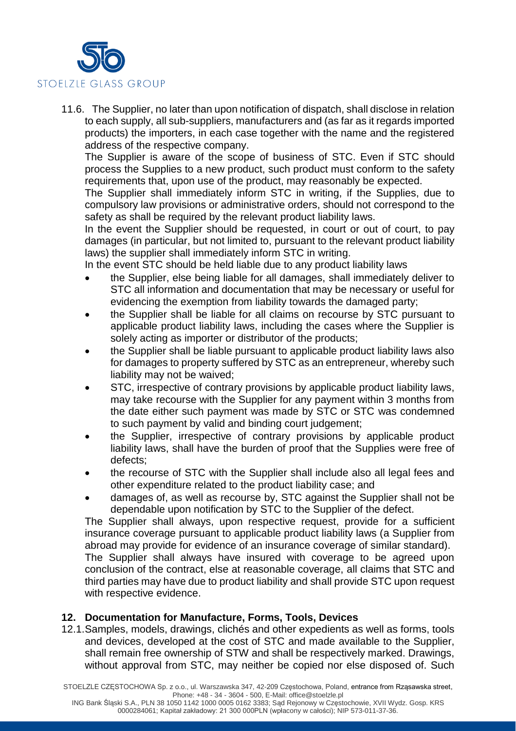11.6. The Supplier, no later than upon notification of dispatch, shall disclose in relation to each supply, all sub-suppliers, manufacturers and (as far as it regards imported products) the importers, in each case together with the name and the registered address of the respective company.

The Supplier is aware of the scope of business of STC. Even if STC should process the Supplies to a new product, such product must conform to the safety requirements that, upon use of the product, may reasonably be expected.

The Supplier shall immediately inform STC in writing, if the Supplies, due to compulsory law provisions or administrative orders, should not correspond to the safety as shall be required by the relevant product liability laws.

In the event the Supplier should be requested, in court or out of court, to pay damages (in particular, but not limited to, pursuant to the relevant product liability laws) the supplier shall immediately inform STC in writing.

In the event STC should be held liable due to any product liability laws

- the Supplier, else being liable for all damages, shall immediately deliver to STC all information and documentation that may be necessary or useful for evidencing the exemption from liability towards the damaged party;
- the Supplier shall be liable for all claims on recourse by STC pursuant to applicable product liability laws, including the cases where the Supplier is solely acting as importer or distributor of the products;
- the Supplier shall be liable pursuant to applicable product liability laws also for damages to property suffered by STC as an entrepreneur, whereby such liability may not be waived;
- STC, irrespective of contrary provisions by applicable product liability laws, may take recourse with the Supplier for any payment within 3 months from the date either such payment was made by STC or STC was condemned to such payment by valid and binding court judgement;
- the Supplier, irrespective of contrary provisions by applicable product liability laws, shall have the burden of proof that the Supplies were free of defects;
- the recourse of STC with the Supplier shall include also all legal fees and other expenditure related to the product liability case; and
- damages of, as well as recourse by, STC against the Supplier shall not be dependable upon notification by STC to the Supplier of the defect.

The Supplier shall always, upon respective request, provide for a sufficient insurance coverage pursuant to applicable product liability laws (a Supplier from abroad may provide for evidence of an insurance coverage of similar standard).

The Supplier shall always have insured with coverage to be agreed upon conclusion of the contract, else at reasonable coverage, all claims that STC and third parties may have due to product liability and shall provide STC upon request with respective evidence.

## 12. Documentation for Manufacture, Forms, Tools, Devices

12.1. Samples, models, drawings, clichés and other expedients as well as forms, tools and devices, developed at the cost of STC and made available to the Supplier, shall remain free ownership of STW and shall be respectively marked. Drawings, without approval from STC, may neither be copied nor else disposed of. Such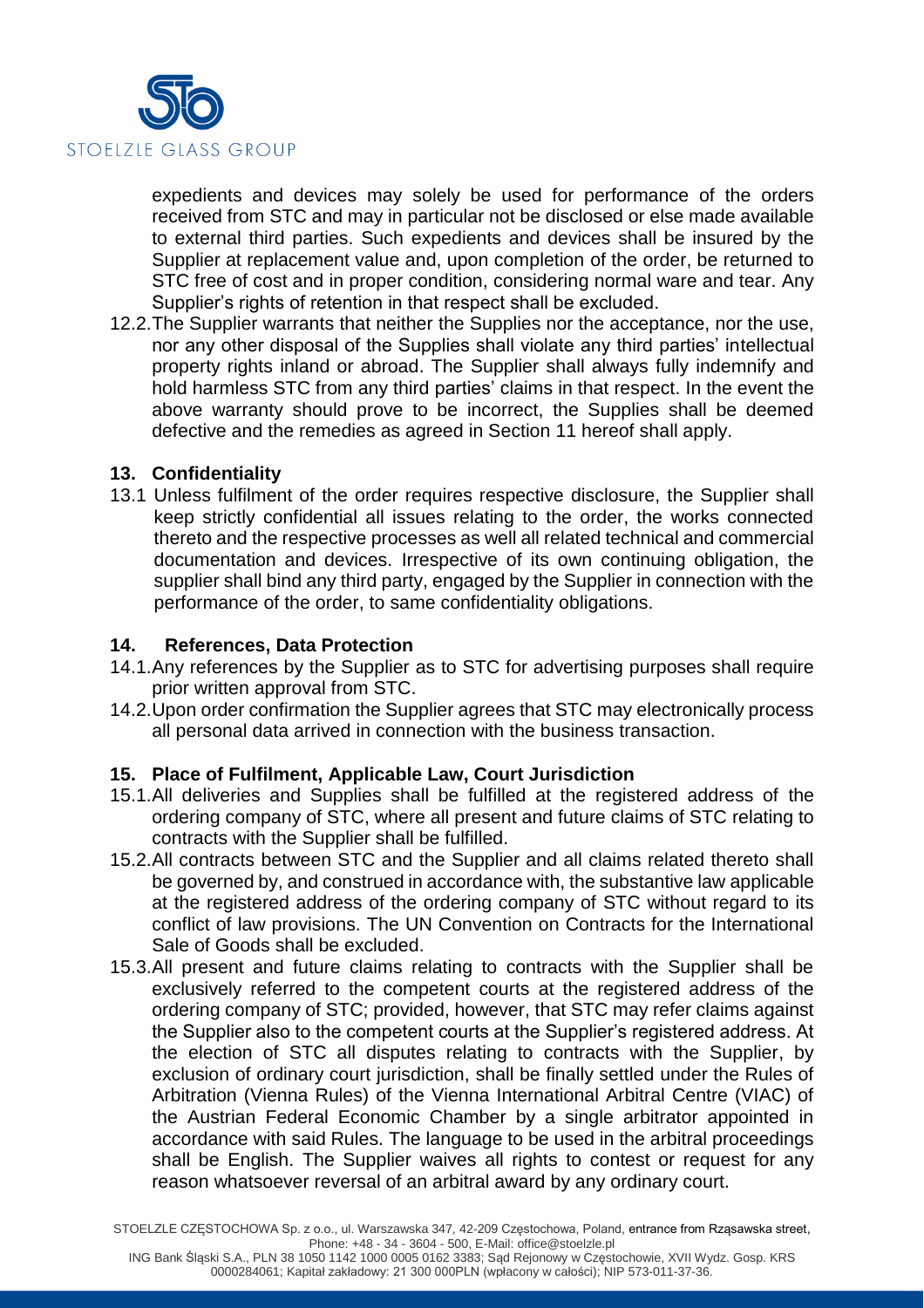expedients and devices may solely be used for performance of the orders received from STC and may in particular not be disclosed or else made available to external third parties. Such expedients and devices shall be insured by the Supplier at replacement value and, upon completion of the order, be returned to STC free of cost and in proper condition, considering normal ware and tear. Any Supplier's rights of retention in that respect shall be excluded.

12.2. The Supplier warrants that neither the Supplies nor the acceptance, nor the use, nor any other disposal of the Supplies shall violate any third parties' intellectual property rights inland or abroad. The Supplier shall always fully indemnify and hold harmless STC from any third parties' claims in that respect. In the event the above warranty should prove to be incorrect, the Supplies shall be deemed defective and the remedies as agreed in Section 11 hereof shall apply.

## 13. Confidentiality

13.1 Unless fulfilment of the order requires respective disclosure, the Supplier shall keep strictly confidential all issues relating to the order, the works connected thereto and the respective processes as well all related technical and commercial documentation and devices. Irrespective of its own continuing obligation, the supplier shall bind any third party, engaged by the Supplier in connection with the performance of the order, to same confidentiality obligations.

## 14. References, Data Protection

14.1. Any references by the Supplier as to STC for advertising purposes shall require prior written approval from STC.

14.2. Upon order confirmation the Supplier agrees that STC may electronically process all personal data arrived in connection with the business transaction.

## 15. Place of Fulfilment, Applicable Law, Court Jurisdiction

15.1. All deliveries and Supplies shall be fulfilled at the registered address of the ordering company of STC, where all present and future claims of STC relating to contracts with the Supplier shall be fulfilled.

15.2. All contracts between STC and the Supplier and all claims related thereto shall be governed by, and construed in accordance with, the substantive law applicable at the registered address of the ordering company of STC without regard to its conflict of law provisions. The UN Convention on Contracts for the International Sale of Goods shall be excluded.

15.3. All present and future claims relating to contracts with the Supplier shall be exclusively referred to the competent courts at the registered address of the ordering company of STC; provided, however, that STC may refer claims against the Supplier also to the competent courts at the Supplier's registered address. At the election of STC all disputes relating to contracts with the Supplier, by exclusion of ordinary court jurisdiction, shall be finally settled under the Rules of Arbitration (Vienna Rules) of the Vienna International Arbitral Centre (VIAC) of the Austrian Federal Economic Chamber by a single arbitrator appointed in accordance with said Rules. The language to be used in the arbitral proceedings shall be English. The Supplier waives all rights to contest or request for any reason whatsoever reversal of an arbitral award by any ordinary court.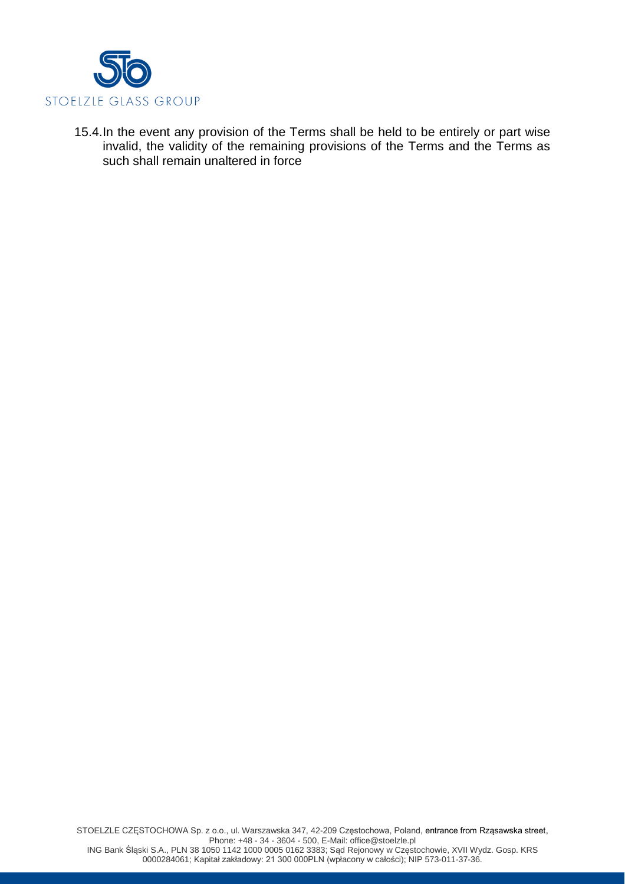15.4. In the event any provision of the Terms shall be held to be entirely or part wise invalid, the validity of the remaining provisions of the Terms and the Terms as such shall remain unaltered in force